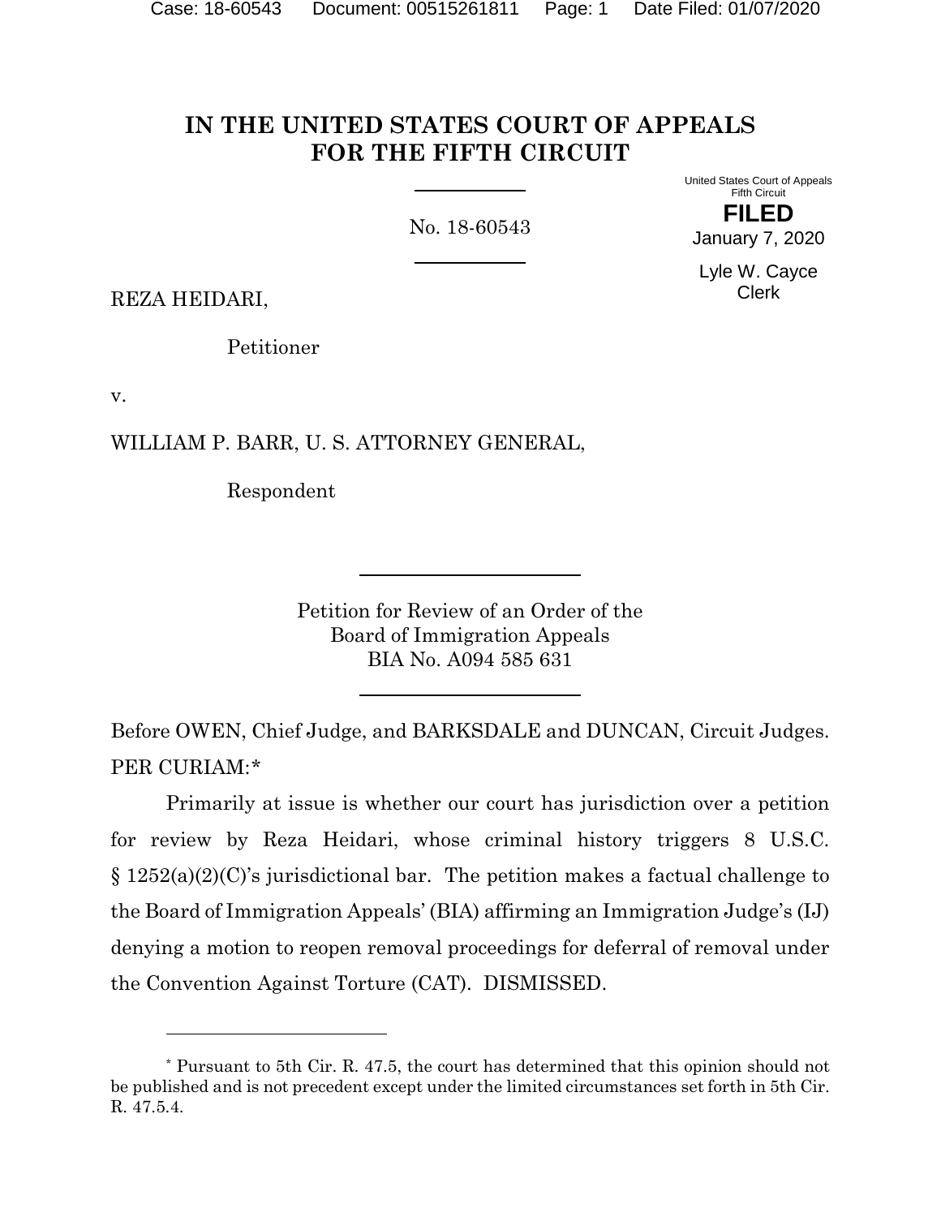# IN THE UNITED STATES COURT OF APPEALS FOR THE FIFTH CIRCUIT

No. 18-60543

United States Court of Appeals
Fifth Circuit

**FILED**

January 7, 2020

Lyle W. Cayce
Clerk

REZA HEIDARI,

Petitioner

v.

WILLIAM P. BARR, U. S. ATTORNEY GENERAL,

Respondent

Petition for Review of an Order of the
Board of Immigration Appeals
BIA No. A094 585 631

Before OWEN, Chief Judge, and BARKSDALE and DUNCAN, Circuit Judges.

PER CURIAM:*

Primarily at issue is whether our court has jurisdiction over a petition for review by Reza Heidari, whose criminal history triggers 8 U.S.C. § 1252(a)(2)(C)'s jurisdictional bar. The petition makes a factual challenge to the Board of Immigration Appeals' (BIA) affirming an Immigration Judge's (IJ) denying a motion to reopen removal proceedings for deferral of removal under the Convention Against Torture (CAT). DISMISSED.

---

\* Pursuant to 5th Cir. R. 47.5, the court has determined that this opinion should not be published and is not precedent except under the limited circumstances set forth in 5th Cir. R. 47.5.4.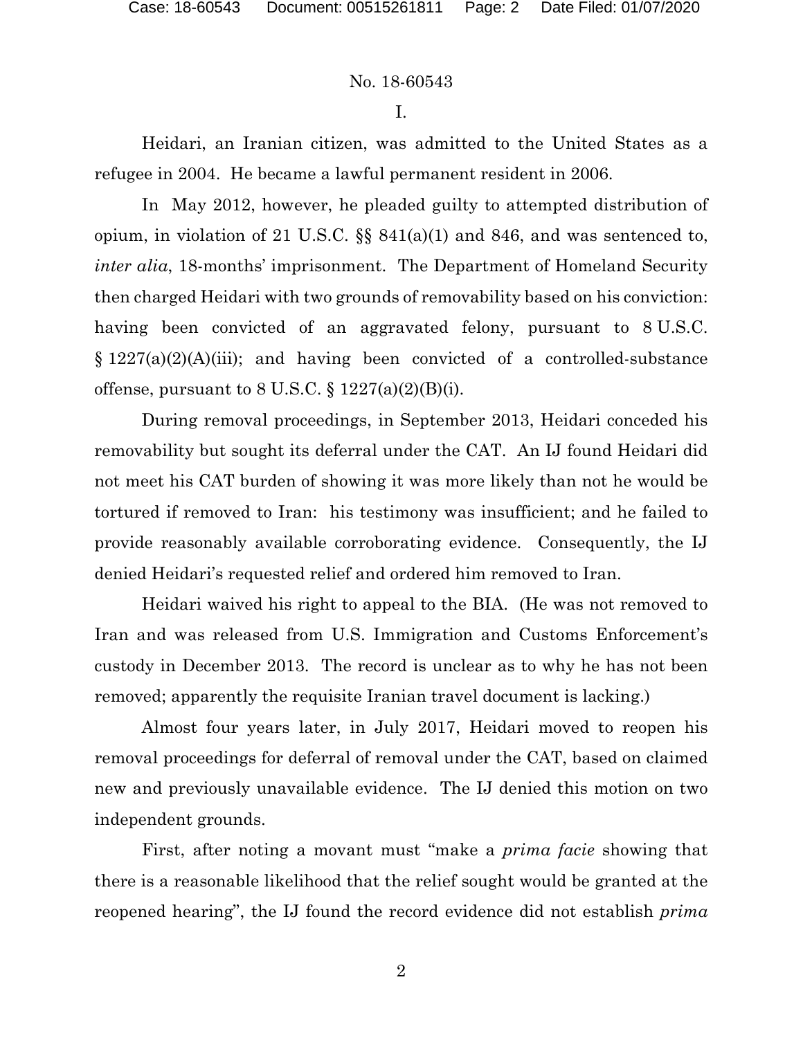No. 18-60543

I.

Heidari, an Iranian citizen, was admitted to the United States as a refugee in 2004. He became a lawful permanent resident in 2006.

In May 2012, however, he pleaded guilty to attempted distribution of opium, in violation of 21 U.S.C. §§ 841(a)(1) and 846, and was sentenced to, *inter alia*, 18-months' imprisonment. The Department of Homeland Security then charged Heidari with two grounds of removability based on his conviction: having been convicted of an aggravated felony, pursuant to 8 U.S.C. § 1227(a)(2)(A)(iii); and having been convicted of a controlled-substance offense, pursuant to 8 U.S.C. § 1227(a)(2)(B)(i).

During removal proceedings, in September 2013, Heidari conceded his removability but sought its deferral under the CAT. An IJ found Heidari did not meet his CAT burden of showing it was more likely than not he would be tortured if removed to Iran: his testimony was insufficient; and he failed to provide reasonably available corroborating evidence. Consequently, the IJ denied Heidari's requested relief and ordered him removed to Iran.

Heidari waived his right to appeal to the BIA. (He was not removed to Iran and was released from U.S. Immigration and Customs Enforcement's custody in December 2013. The record is unclear as to why he has not been removed; apparently the requisite Iranian travel document is lacking.)

Almost four years later, in July 2017, Heidari moved to reopen his removal proceedings for deferral of removal under the CAT, based on claimed new and previously unavailable evidence. The IJ denied this motion on two independent grounds.

First, after noting a movant must "make a *prima facie* showing that there is a reasonable likelihood that the relief sought would be granted at the reopened hearing", the IJ found the record evidence did not establish *prima*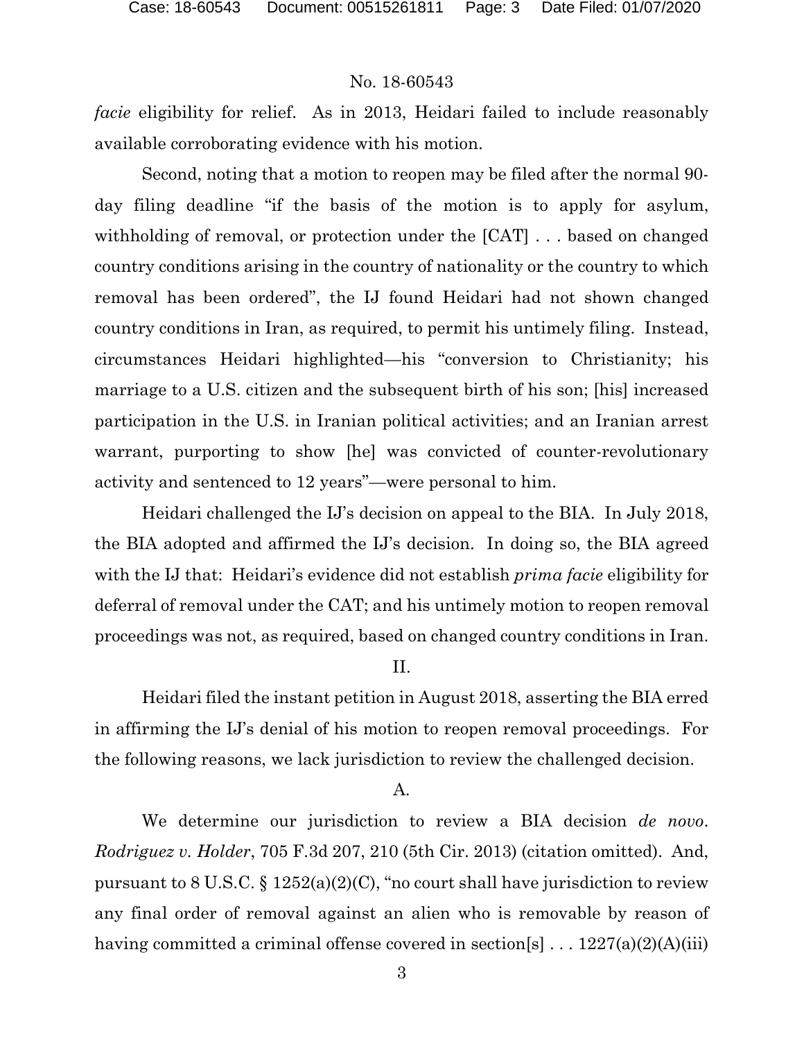*facie* eligibility for relief. As in 2013, Heidari failed to include reasonably available corroborating evidence with his motion.

Second, noting that a motion to reopen may be filed after the normal 90-day filing deadline "if the basis of the motion is to apply for asylum, withholding of removal, or protection under the [CAT] . . . based on changed country conditions arising in the country of nationality or the country to which removal has been ordered", the IJ found Heidari had not shown changed country conditions in Iran, as required, to permit his untimely filing. Instead, circumstances Heidari highlighted—his "conversion to Christianity; his marriage to a U.S. citizen and the subsequent birth of his son; [his] increased participation in the U.S. in Iranian political activities; and an Iranian arrest warrant, purporting to show [he] was convicted of counter-revolutionary activity and sentenced to 12 years"—were personal to him.

Heidari challenged the IJ's decision on appeal to the BIA. In July 2018, the BIA adopted and affirmed the IJ's decision. In doing so, the BIA agreed with the IJ that: Heidari's evidence did not establish *prima facie* eligibility for deferral of removal under the CAT; and his untimely motion to reopen removal proceedings was not, as required, based on changed country conditions in Iran.

## II.

Heidari filed the instant petition in August 2018, asserting the BIA erred in affirming the IJ's denial of his motion to reopen removal proceedings. For the following reasons, we lack jurisdiction to review the challenged decision.

### A.

We determine our jurisdiction to review a BIA decision *de novo*. *Rodriguez v. Holder*, 705 F.3d 207, 210 (5th Cir. 2013) (citation omitted). And, pursuant to 8 U.S.C. § 1252(a)(2)(C), "no court shall have jurisdiction to review any final order of removal against an alien who is removable by reason of having committed a criminal offense covered in section[s] . . . 1227(a)(2)(A)(iii)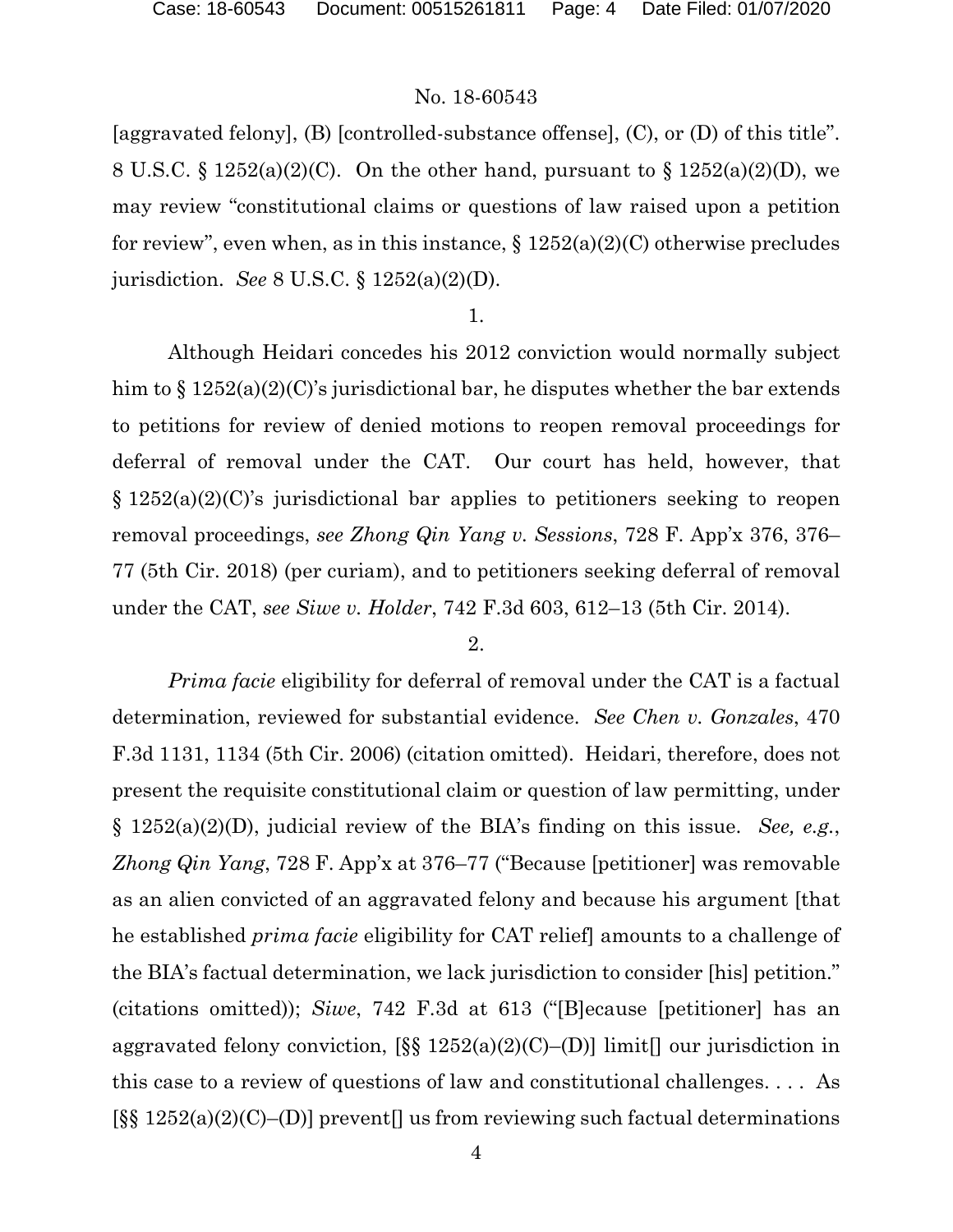[aggravated felony], (B) [controlled-substance offense], (C), or (D) of this title". 8 U.S.C. § 1252(a)(2)(C). On the other hand, pursuant to § 1252(a)(2)(D), we may review "constitutional claims or questions of law raised upon a petition for review", even when, as in this instance, § 1252(a)(2)(C) otherwise precludes jurisdiction. *See* 8 U.S.C. § 1252(a)(2)(D).

1.

Although Heidari concedes his 2012 conviction would normally subject him to § 1252(a)(2)(C)'s jurisdictional bar, he disputes whether the bar extends to petitions for review of denied motions to reopen removal proceedings for deferral of removal under the CAT. Our court has held, however, that § 1252(a)(2)(C)'s jurisdictional bar applies to petitioners seeking to reopen removal proceedings, *see Zhong Qin Yang v. Sessions*, 728 F. App'x 376, 376–77 (5th Cir. 2018) (per curiam), and to petitioners seeking deferral of removal under the CAT, *see Siwe v. Holder*, 742 F.3d 603, 612–13 (5th Cir. 2014).

2.

*Prima facie* eligibility for deferral of removal under the CAT is a factual determination, reviewed for substantial evidence. *See Chen v. Gonzales*, 470 F.3d 1131, 1134 (5th Cir. 2006) (citation omitted). Heidari, therefore, does not present the requisite constitutional claim or question of law permitting, under § 1252(a)(2)(D), judicial review of the BIA's finding on this issue. *See, e.g.*, *Zhong Qin Yang*, 728 F. App'x at 376–77 ("Because [petitioner] was removable as an alien convicted of an aggravated felony and because his argument [that he established *prima facie* eligibility for CAT relief] amounts to a challenge of the BIA's factual determination, we lack jurisdiction to consider [his] petition." (citations omitted)); *Siwe*, 742 F.3d at 613 ("[B]ecause [petitioner] has an aggravated felony conviction, [§§ 1252(a)(2)(C)–(D)] limit[] our jurisdiction in this case to a review of questions of law and constitutional challenges. . . . As [§§ 1252(a)(2)(C)–(D)] prevent[] us from reviewing such factual determinations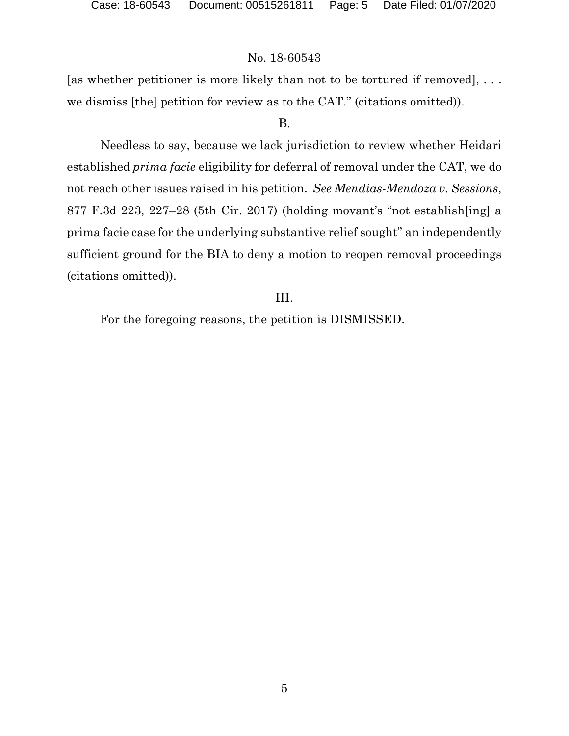[as whether petitioner is more likely than not to be tortured if removed], . . . we dismiss [the] petition for review as to the CAT." (citations omitted)).

B.

Needless to say, because we lack jurisdiction to review whether Heidari established *prima facie* eligibility for deferral of removal under the CAT, we do not reach other issues raised in his petition. *See Mendias-Mendoza v. Sessions*, 877 F.3d 223, 227–28 (5th Cir. 2017) (holding movant's "not establish[ing] a prima facie case for the underlying substantive relief sought" an independently sufficient ground for the BIA to deny a motion to reopen removal proceedings (citations omitted)).

III.

For the foregoing reasons, the petition is DISMISSED.